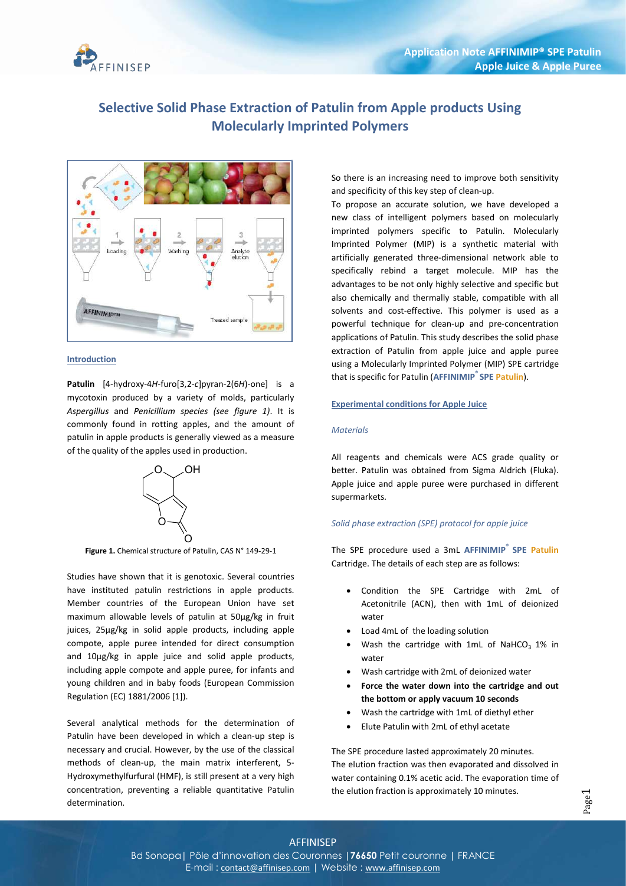# Selective Solid Phase Extraction of Patulin from Apple products Using Molecularly Imprinted Polymers

## Introduction

**Patulin** [4-hydroxy-4*H*-furo[3,2-c]pyran-2(6*H*)-one] is a mycotoxin produced by a variety of molds, particularly *Aspergillus* and *Penicillium species (see figure 1)*. It is commonly found in rotting apples, and the amount of patulin in apple products is generally viewed as a measure of the quality of the apples used in production.

**Figure 1.** Chemical structure of Patulin, CAS N° 149-29-1

Studies have shown that it is genotoxic. Several countries have instituted patulin restrictions in apple products. Member countries of the European Union have set maximum allowable levels of patulin at 50µg/kg in fruit juices, 25µg/kg in solid apple products, including apple compote, apple puree intended for direct consumption and 10µg/kg in apple juice and solid apple products, including apple compote and apple puree, for infants and young children and in baby foods (European Commission Regulation (EC) 1881/2006 [1]).

Several analytical methods for the determination of Patulin have been developed in which a clean-up step is necessary and crucial. However, by the use of the classical methods of clean-up, the main matrix interferent, 5-Hydroxymethylfurfural (HMF), is still present at a very high concentration, preventing a reliable quantitative Patulin determination.

So there is an increasing need to improve both sensitivity and specificity of this key step of clean-up.

To propose an accurate solution, we have developed a new class of intelligent polymers based on molecularly imprinted polymers specific to Patulin. Molecularly Imprinted Polymer (MIP) is a synthetic material with artificially generated three-dimensional network able to specifically rebind a target molecule. MIP has the advantages to be not only highly selective and specific but also chemically and thermally stable, compatible with all solvents and cost-effective. This polymer is used as a powerful technique for clean-up and pre-concentration applications of Patulin. This study describes the solid phase extraction of Patulin from apple juice and apple puree using a Molecularly Imprinted Polymer (MIP) SPE cartridge that is specific for Patulin (**AFFINIMIP® SPE Patulin**).

## Experimental conditions for Apple Juice

### *Materials*

All reagents and chemicals were ACS grade quality or better. Patulin was obtained from Sigma Aldrich (Fluka). Apple juice and apple puree were purchased in different supermarkets.

### *Solid phase extraction (SPE) protocol for apple juice*

The SPE procedure used a 3mL **AFFINIMIP® SPE Patulin** Cartridge. The details of each step are as follows:

- Condition the SPE Cartridge with 2mL of Acetonitrile (ACN), then with 1mL of deionized water
- Load 4mL of the loading solution
- Wash the cartridge with 1mL of $NaHCO_3$ 1% in water
- Wash cartridge with 2mL of deionized water
- **Force the water down into the cartridge and out the bottom or apply vacuum 10 seconds**
- Wash the cartridge with 1mL of diethyl ether
- Elute Patulin with 2mL of ethyl acetate

The SPE procedure lasted approximately 20 minutes.
The elution fraction was then evaporated and dissolved in water containing 0.1% acetic acid. The evaporation time of the elution fraction is approximately 10 minutes.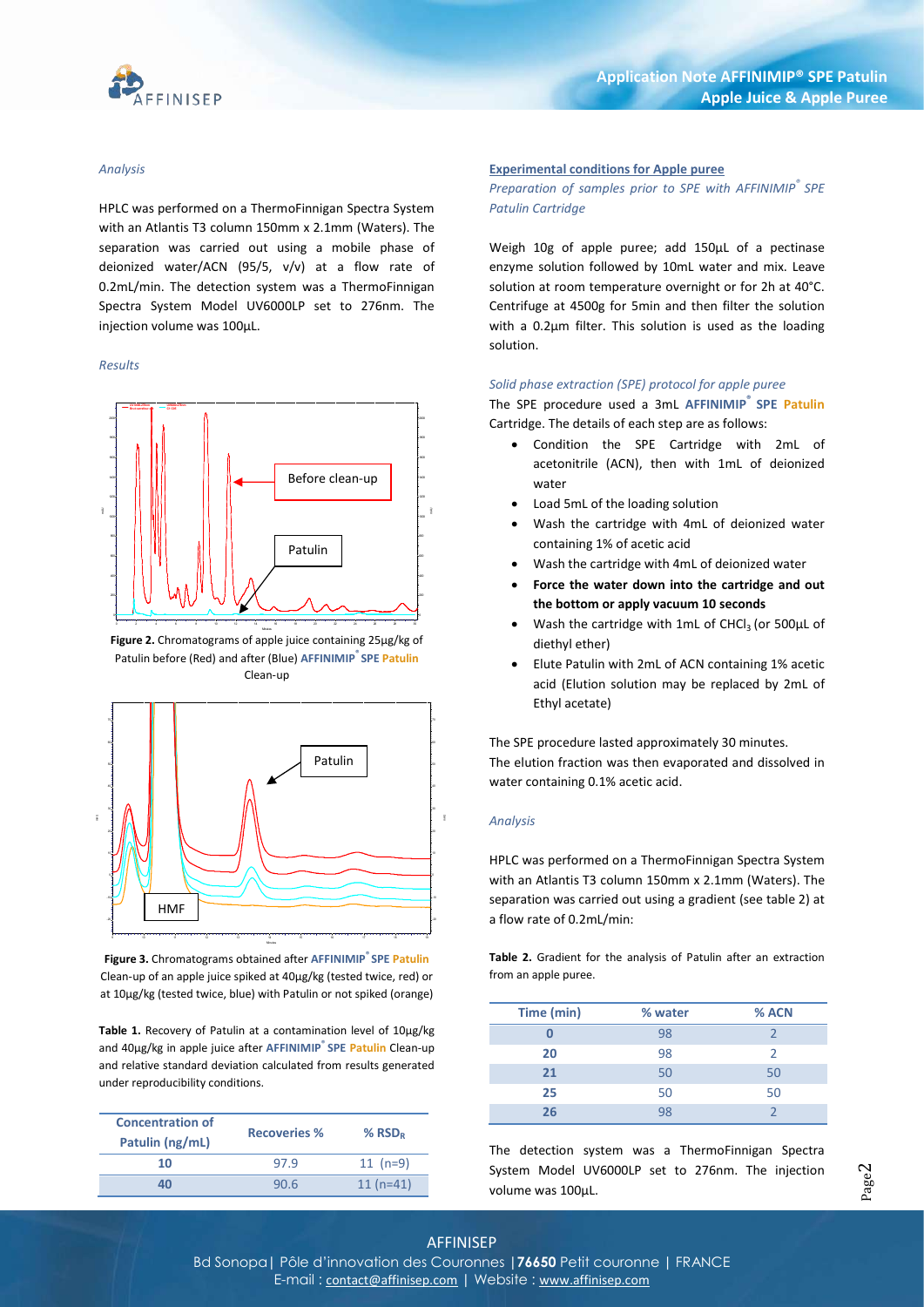*Analysis*

HPLC was performed on a ThermoFinnigan Spectra System with an Atlantis T3 column 150mm x 2.1mm (Waters). The separation was carried out using a mobile phase of deionized water/ACN (95/5, v/v) at a flow rate of 0.2mL/min. The detection system was a ThermoFinnigan Spectra System Model UV6000LP set to 276nm. The injection volume was 100µL.

*Results*

**Figure 2.** Chromatograms of apple juice containing 25µg/kg of Patulin before (Red) and after (Blue) **AFFINIMIP® SPE Patulin** Clean-up

**Figure 3.** Chromatograms obtained after **AFFINIMIP® SPE Patulin** Clean-up of an apple juice spiked at 40µg/kg (tested twice, red) or at 10µg/kg (tested twice, blue) with Patulin or not spiked (orange)

**Table 1.** Recovery of Patulin at a contamination level of 10µg/kg and 40µg/kg in apple juice after **AFFINIMIP® SPE Patulin** Clean-up and relative standard deviation calculated from results generated under reproducibility conditions.

| Concentration of Patulin (ng/mL) | Recoveries % | % $RSD_R$ |
|---|---|---|
| 10 | 97.9 | 11 (n=9) |
| 40 | 90.6 | 11 (n=41) |

## Experimental conditions for Apple puree

*Preparation of samples prior to SPE with AFFINIMIP® SPE Patulin Cartridge*

Weigh 10g of apple puree; add 150µL of a pectinase enzyme solution followed by 10mL water and mix. Leave solution at room temperature overnight or for 2h at 40°C. Centrifuge at 4500g for 5min and then filter the solution with a 0.2µm filter. This solution is used as the loading solution.

*Solid phase extraction (SPE) protocol for apple puree*

The SPE procedure used a 3mL **AFFINIMIP® SPE Patulin** Cartridge. The details of each step are as follows:

- Condition the SPE Cartridge with 2mL of acetonitrile (ACN), then with 1mL of deionized water
- Load 5mL of the loading solution
- Wash the cartridge with 4mL of deionized water containing 1% of acetic acid
- Wash the cartridge with 4mL of deionized water
- **Force the water down into the cartridge and out the bottom or apply vacuum 10 seconds**
- Wash the cartridge with 1mL of $CHCl_3$ (or 500µL of diethyl ether)
- Elute Patulin with 2mL of ACN containing 1% acetic acid (Elution solution may be replaced by 2mL of Ethyl acetate)

The SPE procedure lasted approximately 30 minutes.
The elution fraction was then evaporated and dissolved in water containing 0.1% acetic acid.

*Analysis*

HPLC was performed on a ThermoFinnigan Spectra System with an Atlantis T3 column 150mm x 2.1mm (Waters). The separation was carried out using a gradient (see table 2) at a flow rate of 0.2mL/min:

**Table 2.** Gradient for the analysis of Patulin after an extraction from an apple puree.

| Time (min) | % water | % ACN |
|---|---|---|
| 0 | 98 | 2 |
| 20 | 98 | 2 |
| 21 | 50 | 50 |
| 25 | 50 | 50 |
| 26 | 98 | 2 |

The detection system was a ThermoFinnigan Spectra System Model UV6000LP set to 276nm. The injection volume was 100µL.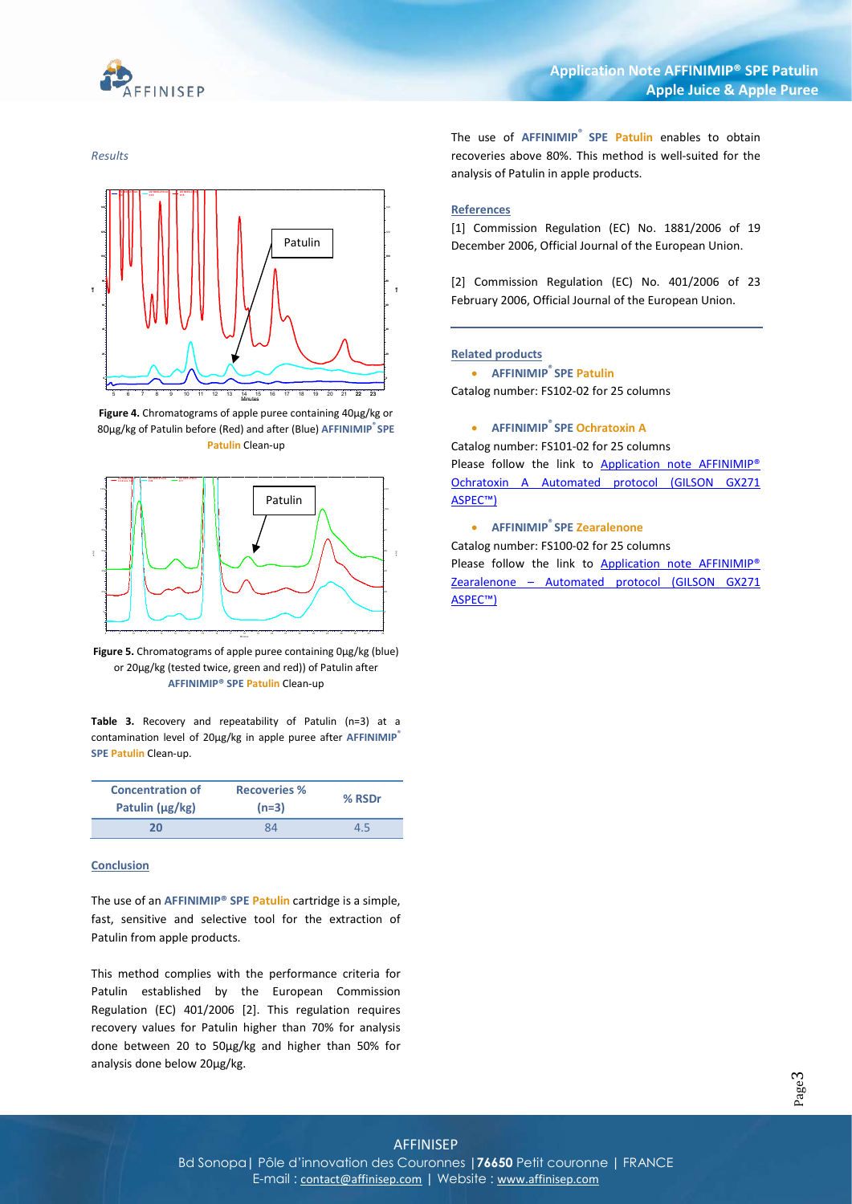*Results*

Patulin

Minutes

**Figure 4.** Chromatograms of apple puree containing 40µg/kg or 80µg/kg of Patulin before (Red) and after (Blue) **AFFINIMIP® SPE Patulin** Clean-up

Patulin

**Figure 5.** Chromatograms of apple puree containing 0µg/kg (blue) or 20µg/kg (tested twice, green and red)) of Patulin after **AFFINIMIP® SPE Patulin** Clean-up

**Table 3.** Recovery and repeatability of Patulin (n=3) at a contamination level of 20µg/kg in apple puree after **AFFINIMIP® SPE Patulin** Clean-up.

| Concentration of Patulin (µg/kg) | Recoveries % (n=3) | % RSDr |
|---|---|---|
| **20** | 84 | 4.5 |

## Conclusion

The use of an **AFFINIMIP® SPE Patulin** cartridge is a simple, fast, sensitive and selective tool for the extraction of Patulin from apple products.

This method complies with the performance criteria for Patulin established by the European Commission Regulation (EC) 401/2006 [2]. This regulation requires recovery values for Patulin higher than 70% for analysis done between 20 to 50µg/kg and higher than 50% for analysis done below 20µg/kg.

The use of **AFFINIMIP® SPE Patulin** enables to obtain recoveries above 80%. This method is well-suited for the analysis of Patulin in apple products.

## References

[1] Commission Regulation (EC) No. 1881/2006 of 19 December 2006, Official Journal of the European Union.

[2] Commission Regulation (EC) No. 401/2006 of 23 February 2006, Official Journal of the European Union.

## Related products

- **AFFINIMIP® SPE Patulin**

Catalog number: FS102-02 for 25 columns

- **AFFINIMIP® SPE Ochratoxin A**

Catalog number: FS101-02 for 25 columns

Please follow the link to Application note AFFINIMIP® Ochratoxin A Automated protocol (GILSON GX271 ASPEC™)

- **AFFINIMIP® SPE Zearalenone**

Catalog number: FS100-02 for 25 columns

Please follow the link to Application note AFFINIMIP® Zearalenone – Automated protocol (GILSON GX271 ASPEC™)